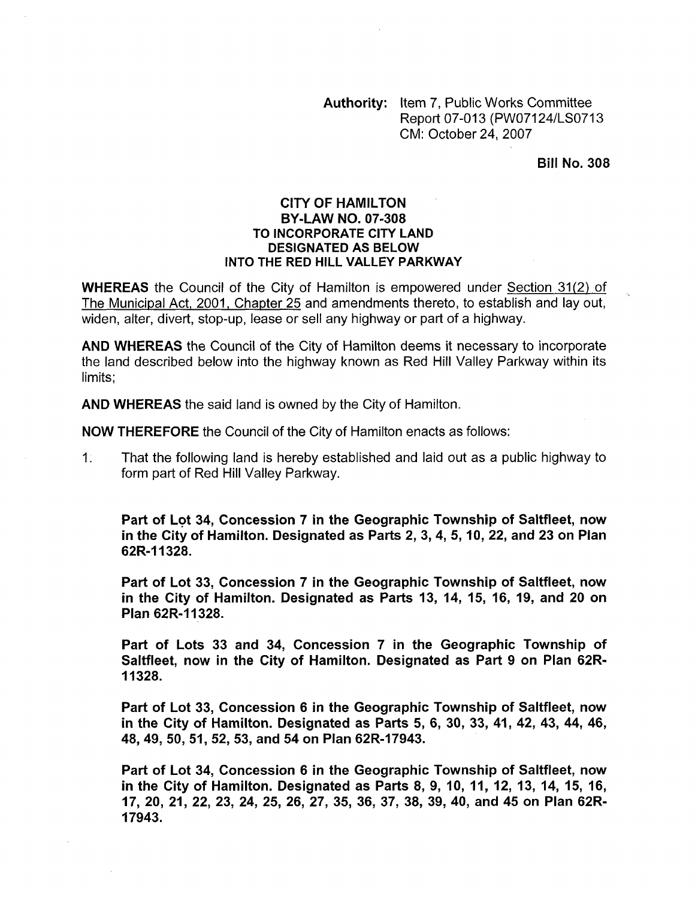**Authority:** Item 7, Public Works Committee
Report 07-013 (PW07124/LS0713
CM: October 24, 2007

**Bill No. 308**

# CITY OF HAMILTON
## BY-LAW NO. 07-308
## TO INCORPORATE CITY LAND DESIGNATED AS BELOW INTO THE RED HILL VALLEY PARKWAY

**WHEREAS** the Council of the City of Hamilton is empowered under Section 31(2) of The Municipal Act, 2001, Chapter 25 and amendments thereto, to establish and lay out, widen, alter, divert, stop-up, lease or sell any highway or part of a highway.

**AND WHEREAS** the Council of the City of Hamilton deems it necessary to incorporate the land described below into the highway known as Red Hill Valley Parkway within its limits;

**AND WHEREAS** the said land is owned by the City of Hamilton.

**NOW THEREFORE** the Council of the City of Hamilton enacts as follows:

1. That the following land is hereby established and laid out as a public highway to form part of Red Hill Valley Parkway.

   **Part of Lot 34, Concession 7 in the Geographic Township of Saltfleet, now in the City of Hamilton. Designated as Parts 2, 3, 4, 5, 10, 22, and 23 on Plan 62R-11328.**

   **Part of Lot 33, Concession 7 in the Geographic Township of Saltfleet, now in the City of Hamilton. Designated as Parts 13, 14, 15, 16, 19, and 20 on Plan 62R-11328.**

   **Part of Lots 33 and 34, Concession 7 in the Geographic Township of Saltfleet, now in the City of Hamilton. Designated as Part 9 on Plan 62R-11328.**

   **Part of Lot 33, Concession 6 in the Geographic Township of Saltfleet, now in the City of Hamilton. Designated as Parts 5, 6, 30, 33, 41, 42, 43, 44, 46, 48, 49, 50, 51, 52, 53, and 54 on Plan 62R-17943.**

   **Part of Lot 34, Concession 6 in the Geographic Township of Saltfleet, now in the City of Hamilton. Designated as Parts 8, 9, 10, 11, 12, 13, 14, 15, 16, 17, 20, 21, 22, 23, 24, 25, 26, 27, 35, 36, 37, 38, 39, 40, and 45 on Plan 62R-17943.**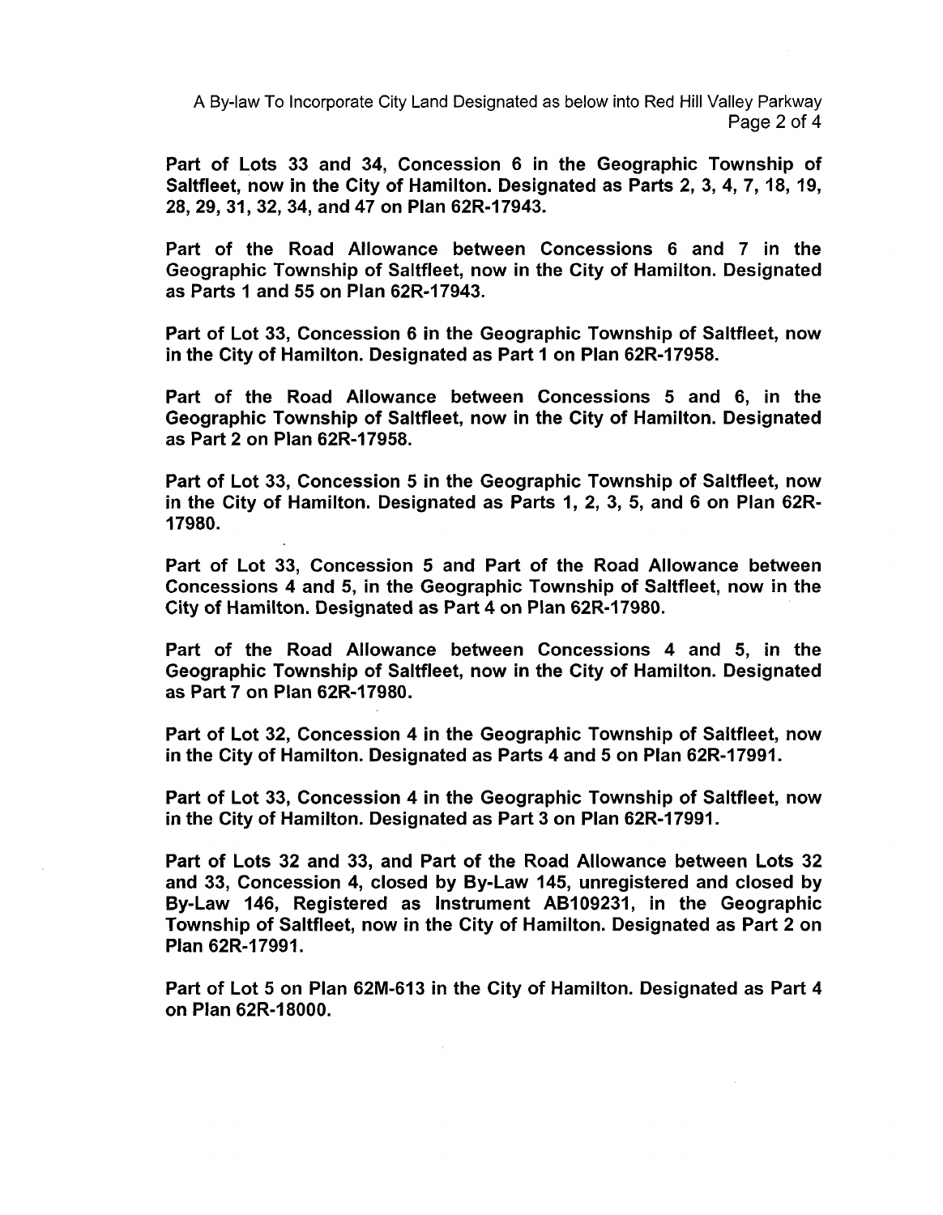**Part of Lots 33 and 34, Concession 6 in the Geographic Township of Saltfleet, now in the City of Hamilton. Designated as Parts 2, 3, 4, 7, 18, 19, 28, 29, 31, 32, 34, and 47 on Plan 62R-17943.**

**Part of the Road Allowance between Concessions 6 and 7 in the Geographic Township of Saltfleet, now in the City of Hamilton. Designated as Parts 1 and 55 on Plan 62R-17943.**

**Part of Lot 33, Concession 6 in the Geographic Township of Saltfleet, now in the City of Hamilton. Designated as Part 1 on Plan 62R-17958.**

**Part of the Road Allowance between Concessions 5 and 6, in the Geographic Township of Saltfleet, now in the City of Hamilton. Designated as Part 2 on Plan 62R-17958.**

**Part of Lot 33, Concession 5 in the Geographic Township of Saltfleet, now in the City of Hamilton. Designated as Parts 1, 2, 3, 5, and 6 on Plan 62R-17980.**

**Part of Lot 33, Concession 5 and Part of the Road Allowance between Concessions 4 and 5, in the Geographic Township of Saltfleet, now in the City of Hamilton. Designated as Part 4 on Plan 62R-17980.**

**Part of the Road Allowance between Concessions 4 and 5, in the Geographic Township of Saltfleet, now in the City of Hamilton. Designated as Part 7 on Plan 62R-17980.**

**Part of Lot 32, Concession 4 in the Geographic Township of Saltfleet, now in the City of Hamilton. Designated as Parts 4 and 5 on Plan 62R-17991.**

**Part of Lot 33, Concession 4 in the Geographic Township of Saltfleet, now in the City of Hamilton. Designated as Part 3 on Plan 62R-17991.**

**Part of Lots 32 and 33, and Part of the Road Allowance between Lots 32 and 33, Concession 4, closed by By-Law 145, unregistered and closed by By-Law 146, Registered as Instrument AB109231, in the Geographic Township of Saltfleet, now in the City of Hamilton. Designated as Part 2 on Plan 62R-17991.**

**Part of Lot 5 on Plan 62M-613 in the City of Hamilton. Designated as Part 4 on Plan 62R-18000.**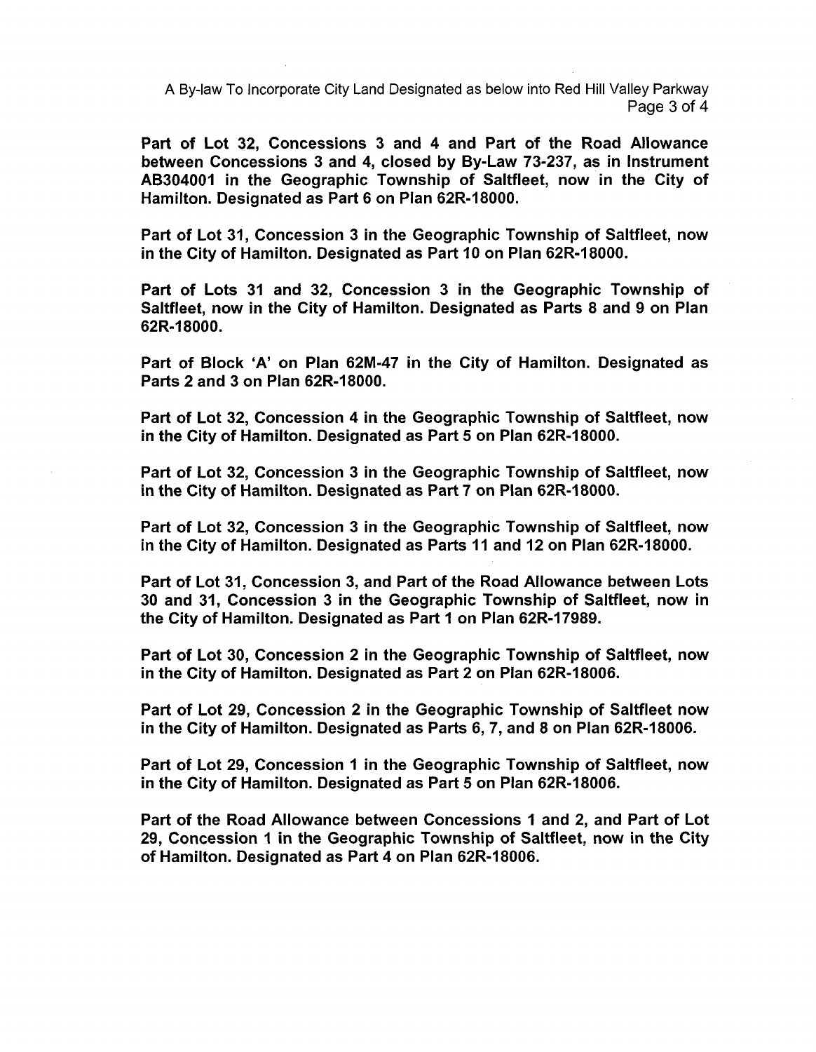**Part of Lot 32, Concessions 3 and 4 and Part of the Road Allowance between Concessions 3 and 4, closed by By-Law 73-237, as in Instrument AB304001 in the Geographic Township of Saltfleet, now in the City of Hamilton. Designated as Part 6 on Plan 62R-18000.**

**Part of Lot 31, Concession 3 in the Geographic Township of Saltfleet, now in the City of Hamilton. Designated as Part 10 on Plan 62R-18000.**

**Part of Lots 31 and 32, Concession 3 in the Geographic Township of Saltfleet, now in the City of Hamilton. Designated as Parts 8 and 9 on Plan 62R-18000.**

**Part of Block 'A' on Plan 62M-47 in the City of Hamilton. Designated as Parts 2 and 3 on Plan 62R-18000.**

**Part of Lot 32, Concession 4 in the Geographic Township of Saltfleet, now in the City of Hamilton. Designated as Part 5 on Plan 62R-18000.**

**Part of Lot 32, Concession 3 in the Geographic Township of Saltfleet, now in the City of Hamilton. Designated as Part 7 on Plan 62R-18000.**

**Part of Lot 32, Concession 3 in the Geographic Township of Saltfleet, now in the City of Hamilton. Designated as Parts 11 and 12 on Plan 62R-18000.**

**Part of Lot 31, Concession 3, and Part of the Road Allowance between Lots 30 and 31, Concession 3 in the Geographic Township of Saltfleet, now in the City of Hamilton. Designated as Part 1 on Plan 62R-17989.**

**Part of Lot 30, Concession 2 in the Geographic Township of Saltfleet, now in the City of Hamilton. Designated as Part 2 on Plan 62R-18006.**

**Part of Lot 29, Concession 2 in the Geographic Township of Saltfleet now in the City of Hamilton. Designated as Parts 6, 7, and 8 on Plan 62R-18006.**

**Part of Lot 29, Concession 1 in the Geographic Township of Saltfleet, now in the City of Hamilton. Designated as Part 5 on Plan 62R-18006.**

**Part of the Road Allowance between Concessions 1 and 2, and Part of Lot 29, Concession 1 in the Geographic Township of Saltfleet, now in the City of Hamilton. Designated as Part 4 on Plan 62R-18006.**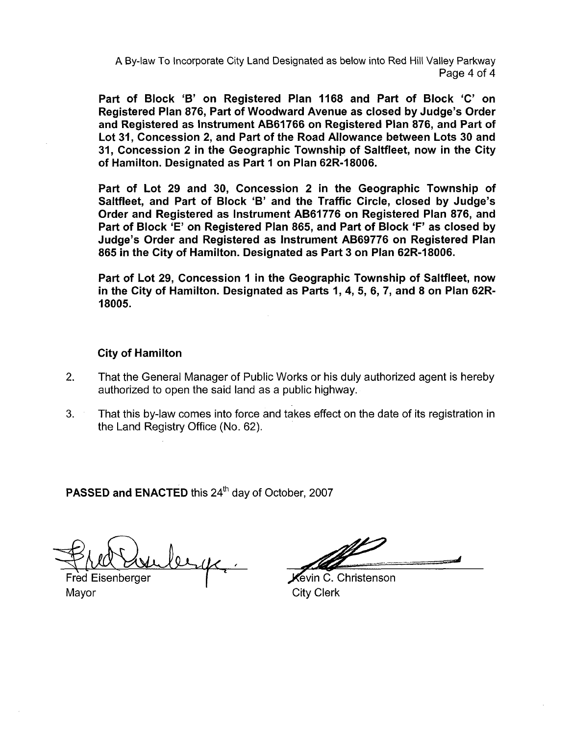**Part of Block 'B' on Registered Plan 1168 and Part of Block 'C' on Registered Plan 876, Part of Woodward Avenue as closed by Judge's Order and Registered as Instrument AB61766 on Registered Plan 876, and Part of Lot 31, Concession 2, and Part of the Road Allowance between Lots 30 and 31, Concession 2 in the Geographic Township of Saltfleet, now in the City of Hamilton. Designated as Part 1 on Plan 62R-18006.**

**Part of Lot 29 and 30, Concession 2 in the Geographic Township of Saltfleet, and Part of Block 'B' and the Traffic Circle, closed by Judge's Order and Registered as Instrument AB61776 on Registered Plan 876, and Part of Block 'E' on Registered Plan 865, and Part of Block 'F' as closed by Judge's Order and Registered as Instrument AB69776 on Registered Plan 865 in the City of Hamilton. Designated as Part 3 on Plan 62R-18006.**

**Part of Lot 29, Concession 1 in the Geographic Township of Saltfleet, now in the City of Hamilton. Designated as Parts 1, 4, 5, 6, 7, and 8 on Plan 62R-18005.**

**City of Hamilton**

2. That the General Manager of Public Works or his duly authorized agent is hereby authorized to open the said land as a public highway.

3. That this by-law comes into force and takes effect on the date of its registration in the Land Registry Office (No. 62).

**PASSED and ENACTED** this 24th day of October, 2007

Fred Eisenberger
Mayor

Kevin C. Christenson
City Clerk